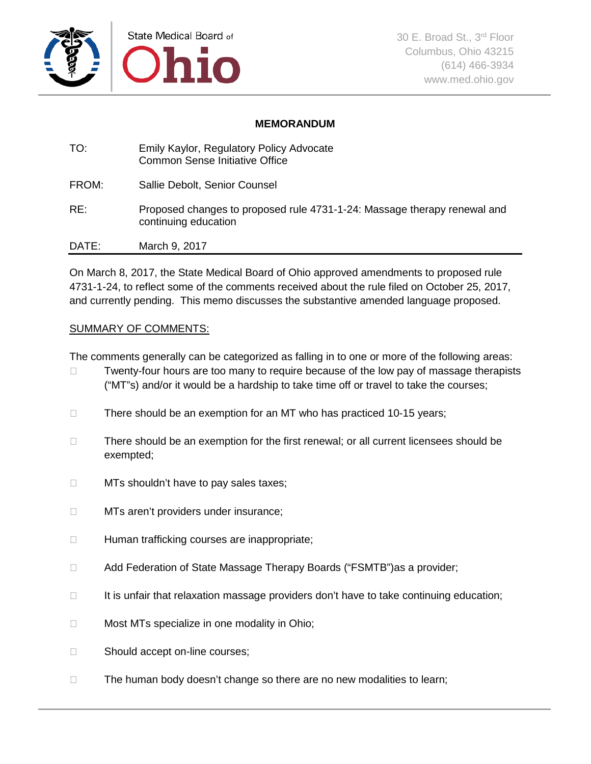State Medical Board of Ohio

30 E. Broad St., 3rd Floor
Columbus, Ohio 43215
(614) 466-3934
www.med.ohio.gov

**MEMORANDUM**

TO: Emily Kaylor, Regulatory Policy Advocate
Common Sense Initiative Office

FROM: Sallie Debolt, Senior Counsel

RE: Proposed changes to proposed rule 4731-1-24: Massage therapy renewal and continuing education

DATE: March 9, 2017

On March 8, 2017, the State Medical Board of Ohio approved amendments to proposed rule 4731-1-24, to reflect some of the comments received about the rule filed on October 25, 2017, and currently pending. This memo discusses the substantive amended language proposed.

<u>SUMMARY OF COMMENTS:</u>

The comments generally can be categorized as falling in to one or more of the following areas:

- Twenty-four hours are too many to require because of the low pay of massage therapists ("MT"s) and/or it would be a hardship to take time off or travel to take the courses;
- There should be an exemption for an MT who has practiced 10-15 years;
- There should be an exemption for the first renewal; or all current licensees should be exempted;
- MTs shouldn't have to pay sales taxes;
- MTs aren't providers under insurance;
- Human trafficking courses are inappropriate;
- Add Federation of State Massage Therapy Boards ("FSMTB")as a provider;
- It is unfair that relaxation massage providers don't have to take continuing education;
- Most MTs specialize in one modality in Ohio;
- Should accept on-line courses;
- The human body doesn't change so there are no new modalities to learn;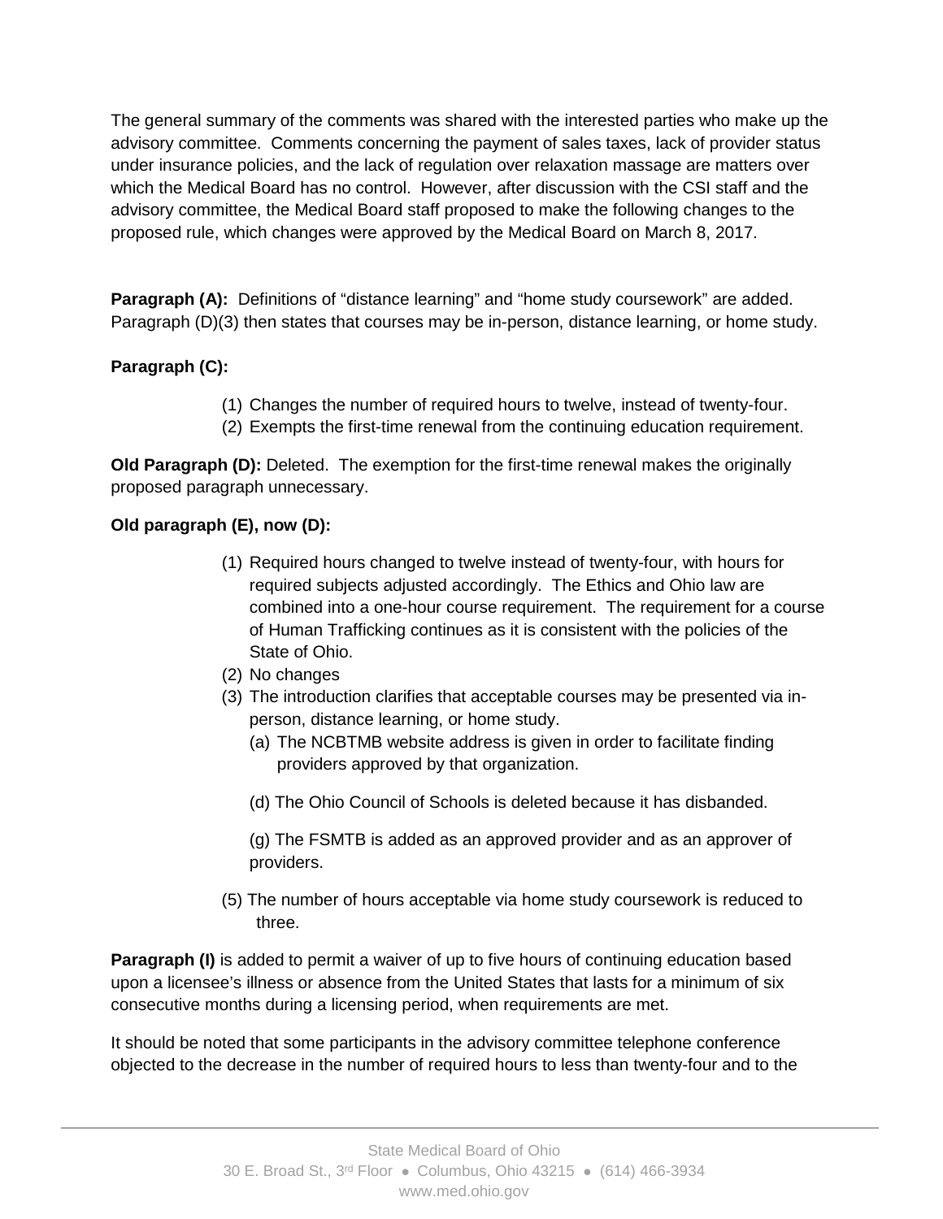The general summary of the comments was shared with the interested parties who make up the advisory committee. Comments concerning the payment of sales taxes, lack of provider status under insurance policies, and the lack of regulation over relaxation massage are matters over which the Medical Board has no control. However, after discussion with the CSI staff and the advisory committee, the Medical Board staff proposed to make the following changes to the proposed rule, which changes were approved by the Medical Board on March 8, 2017.

**Paragraph (A):** Definitions of "distance learning" and "home study coursework" are added. Paragraph (D)(3) then states that courses may be in-person, distance learning, or home study.

**Paragraph (C):**

1. Changes the number of required hours to twelve, instead of twenty-four.
2. Exempts the first-time renewal from the continuing education requirement.

**Old Paragraph (D):** Deleted. The exemption for the first-time renewal makes the originally proposed paragraph unnecessary.

**Old paragraph (E), now (D):**

1. Required hours changed to twelve instead of twenty-four, with hours for required subjects adjusted accordingly. The Ethics and Ohio law are combined into a one-hour course requirement. The requirement for a course of Human Trafficking continues as it is consistent with the policies of the State of Ohio.
2. No changes
3. The introduction clarifies that acceptable courses may be presented via in-person, distance learning, or home study.
   - (a) The NCBTMB website address is given in order to facilitate finding providers approved by that organization.
   - (d) The Ohio Council of Schools is deleted because it has disbanded.
   - (g) The FSMTB is added as an approved provider and as an approver of providers.

(5) The number of hours acceptable via home study coursework is reduced to three.

**Paragraph (I)** is added to permit a waiver of up to five hours of continuing education based upon a licensee's illness or absence from the United States that lasts for a minimum of six consecutive months during a licensing period, when requirements are met.

It should be noted that some participants in the advisory committee telephone conference objected to the decrease in the number of required hours to less than twenty-four and to the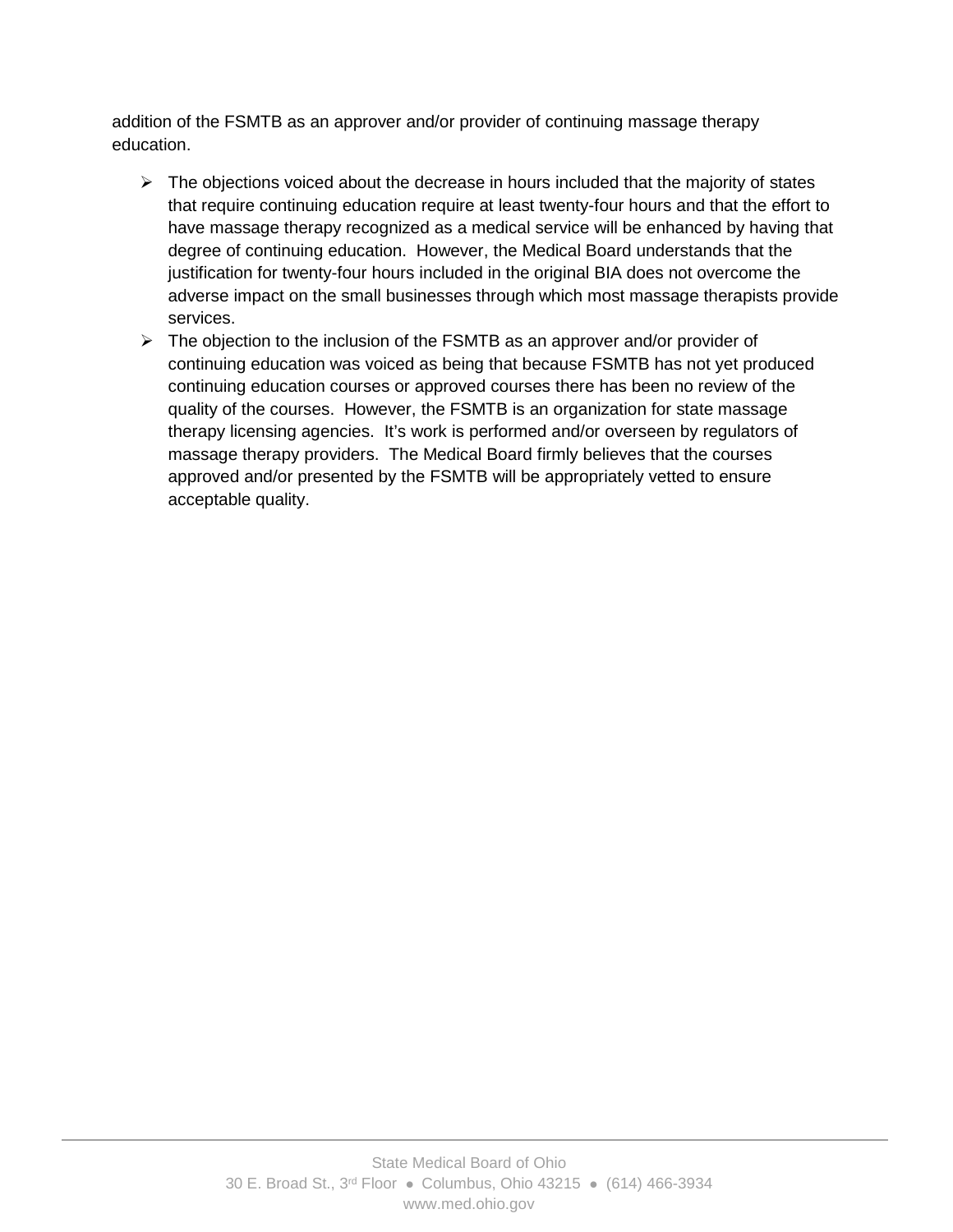addition of the FSMTB as an approver and/or provider of continuing massage therapy education.

- The objections voiced about the decrease in hours included that the majority of states that require continuing education require at least twenty-four hours and that the effort to have massage therapy recognized as a medical service will be enhanced by having that degree of continuing education. However, the Medical Board understands that the justification for twenty-four hours included in the original BIA does not overcome the adverse impact on the small businesses through which most massage therapists provide services.
- The objection to the inclusion of the FSMTB as an approver and/or provider of continuing education was voiced as being that because FSMTB has not yet produced continuing education courses or approved courses there has been no review of the quality of the courses. However, the FSMTB is an organization for state massage therapy licensing agencies. It's work is performed and/or overseen by regulators of massage therapy providers. The Medical Board firmly believes that the courses approved and/or presented by the FSMTB will be appropriately vetted to ensure acceptable quality.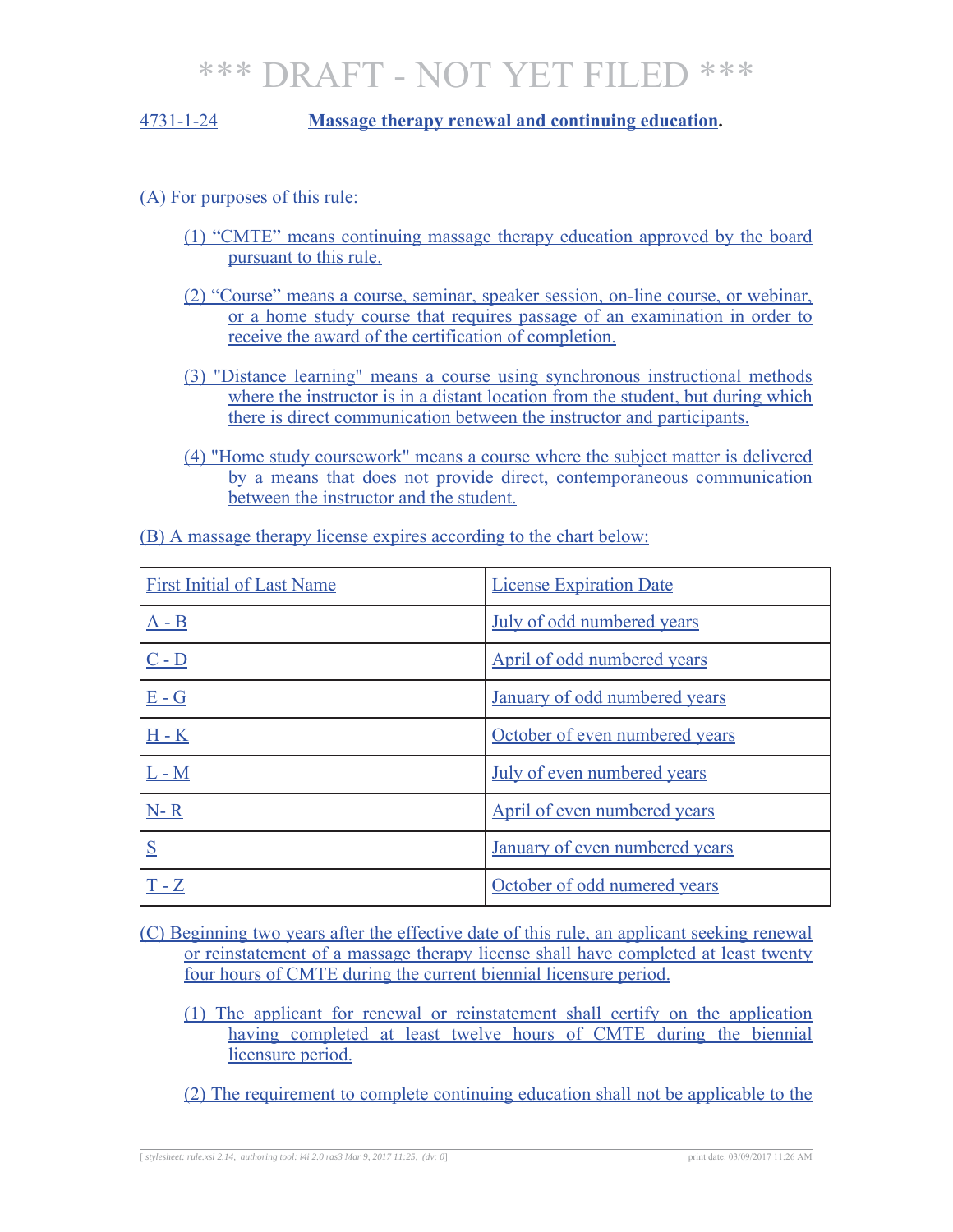*** DRAFT - NOT YET FILED ***

4731-1-24 **Massage therapy renewal and continuing education.**

(A) For purposes of this rule:

(1) “CMTE” means continuing massage therapy education approved by the board pursuant to this rule.

(2) “Course” means a course, seminar, speaker session, on-line course, or webinar, or a home study course that requires passage of an examination in order to receive the award of the certification of completion.

(3) "Distance learning" means a course using synchronous instructional methods where the instructor is in a distant location from the student, but during which there is direct communication between the instructor and participants.

(4) "Home study coursework" means a course where the subject matter is delivered by a means that does not provide direct, contemporaneous communication between the instructor and the student.

(B) A massage therapy license expires according to the chart below:

| First Initial of Last Name | License Expiration Date |
|---|---|
| A - B | July of odd numbered years |
| C - D | April of odd numbered years |
| E - G | January of odd numbered years |
| H - K | October of even numbered years |
| L - M | July of even numbered years |
| N- R | April of even numbered years |
| S | January of even numbered years |
| T - Z | October of odd numered years |

(C) Beginning two years after the effective date of this rule, an applicant seeking renewal or reinstatement of a massage therapy license shall have completed at least twenty four hours of CMTE during the current biennial licensure period.

(1) The applicant for renewal or reinstatement shall certify on the application having completed at least twelve hours of CMTE during the biennial licensure period.

(2) The requirement to complete continuing education shall not be applicable to the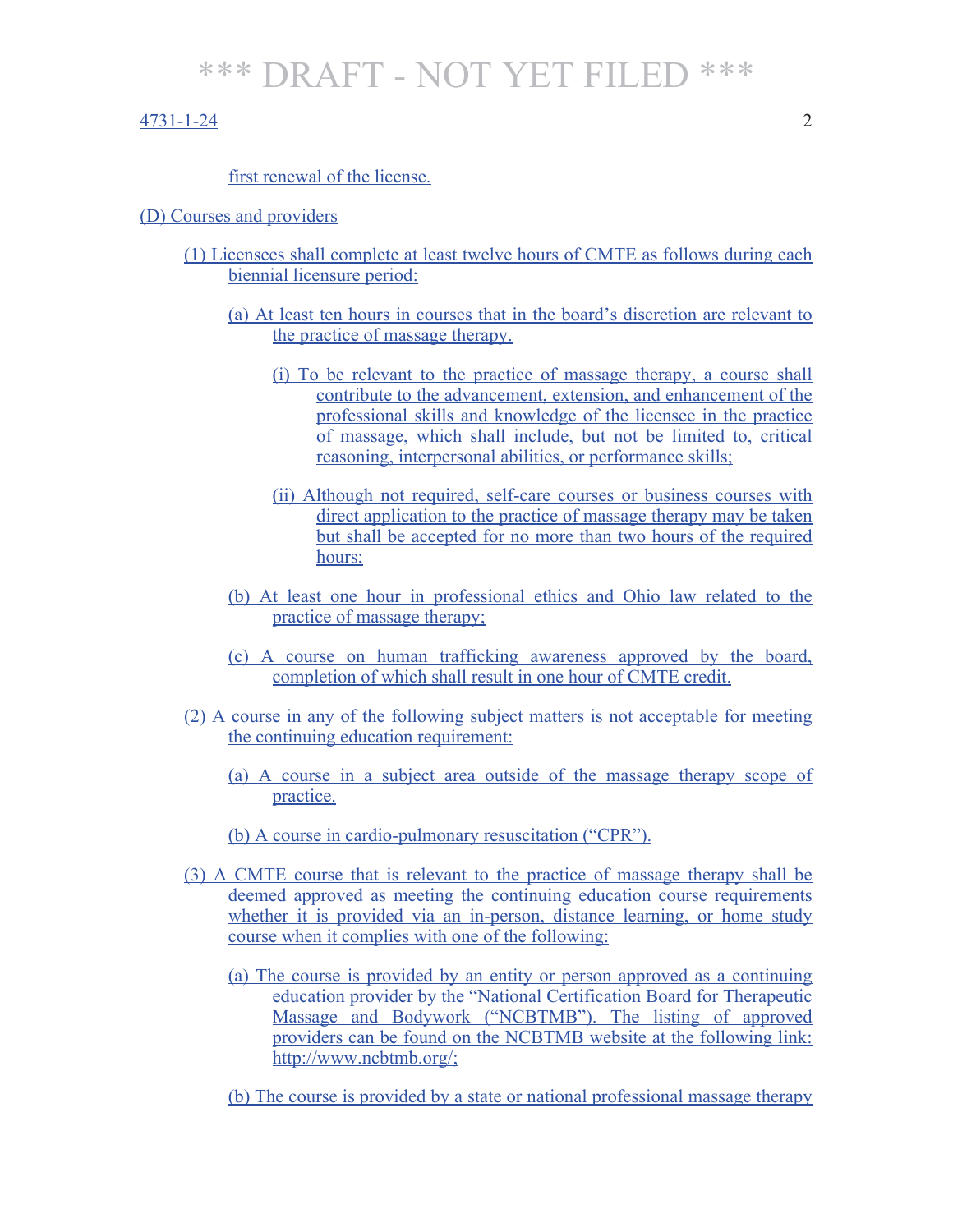first renewal of the license.

(D) Courses and providers

(1) Licensees shall complete at least twelve hours of CMTE as follows during each biennial licensure period:

(a) At least ten hours in courses that in the board's discretion are relevant to the practice of massage therapy.

(i) To be relevant to the practice of massage therapy, a course shall contribute to the advancement, extension, and enhancement of the professional skills and knowledge of the licensee in the practice of massage, which shall include, but not be limited to, critical reasoning, interpersonal abilities, or performance skills;

(ii) Although not required, self-care courses or business courses with direct application to the practice of massage therapy may be taken but shall be accepted for no more than two hours of the required hours;

(b) At least one hour in professional ethics and Ohio law related to the practice of massage therapy;

(c) A course on human trafficking awareness approved by the board, completion of which shall result in one hour of CMTE credit.

(2) A course in any of the following subject matters is not acceptable for meeting the continuing education requirement:

(a) A course in a subject area outside of the massage therapy scope of practice.

(b) A course in cardio-pulmonary resuscitation ("CPR").

(3) A CMTE course that is relevant to the practice of massage therapy shall be deemed approved as meeting the continuing education course requirements whether it is provided via an in-person, distance learning, or home study course when it complies with one of the following:

(a) The course is provided by an entity or person approved as a continuing education provider by the "National Certification Board for Therapeutic Massage and Bodywork ("NCBTMB"). The listing of approved providers can be found on the NCBTMB website at the following link: http://www.ncbtmb.org/;

(b) The course is provided by a state or national professional massage therapy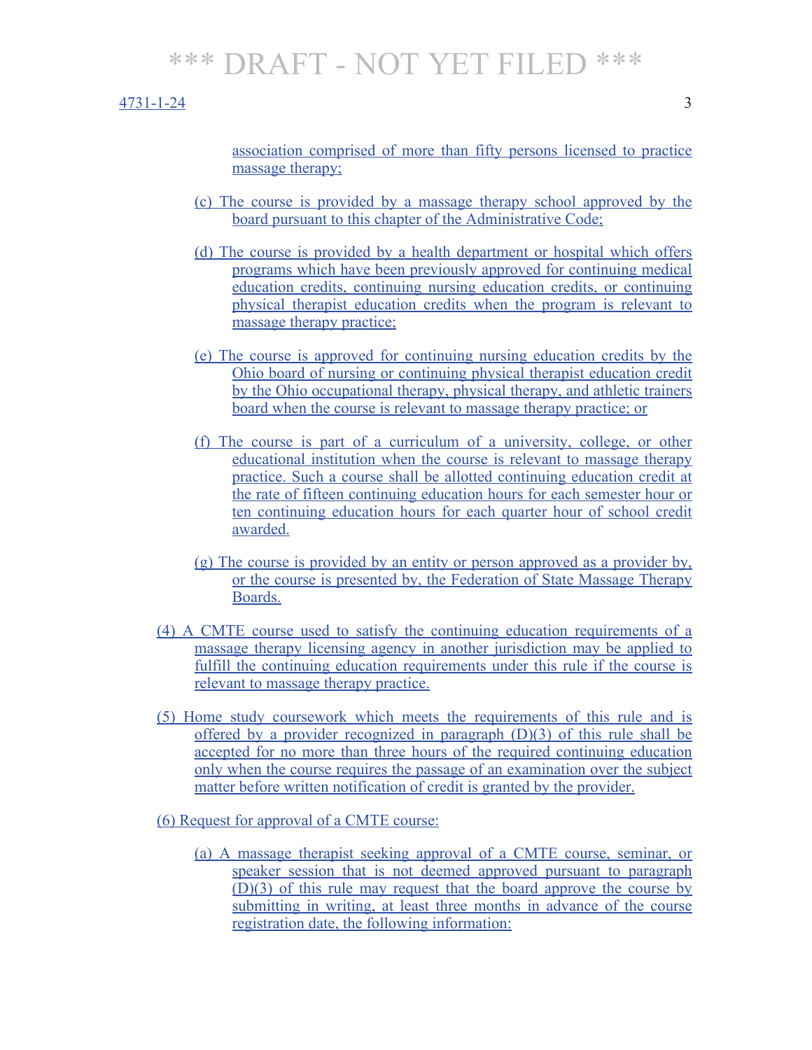association comprised of more than fifty persons licensed to practice massage therapy;

(c) The course is provided by a massage therapy school approved by the board pursuant to this chapter of the Administrative Code;

(d) The course is provided by a health department or hospital which offers programs which have been previously approved for continuing medical education credits, continuing nursing education credits, or continuing physical therapist education credits when the program is relevant to massage therapy practice;

(e) The course is approved for continuing nursing education credits by the Ohio board of nursing or continuing physical therapist education credit by the Ohio occupational therapy, physical therapy, and athletic trainers board when the course is relevant to massage therapy practice; or

(f) The course is part of a curriculum of a university, college, or other educational institution when the course is relevant to massage therapy practice. Such a course shall be allotted continuing education credit at the rate of fifteen continuing education hours for each semester hour or ten continuing education hours for each quarter hour of school credit awarded.

(g) The course is provided by an entity or person approved as a provider by, or the course is presented by, the Federation of State Massage Therapy Boards.

(4) A CMTE course used to satisfy the continuing education requirements of a massage therapy licensing agency in another jurisdiction may be applied to fulfill the continuing education requirements under this rule if the course is relevant to massage therapy practice.

(5) Home study coursework which meets the requirements of this rule and is offered by a provider recognized in paragraph (D)(3) of this rule shall be accepted for no more than three hours of the required continuing education only when the course requires the passage of an examination over the subject matter before written notification of credit is granted by the provider.

(6) Request for approval of a CMTE course:

(a) A massage therapist seeking approval of a CMTE course, seminar, or speaker session that is not deemed approved pursuant to paragraph (D)(3) of this rule may request that the board approve the course by submitting in writing, at least three months in advance of the course registration date, the following information: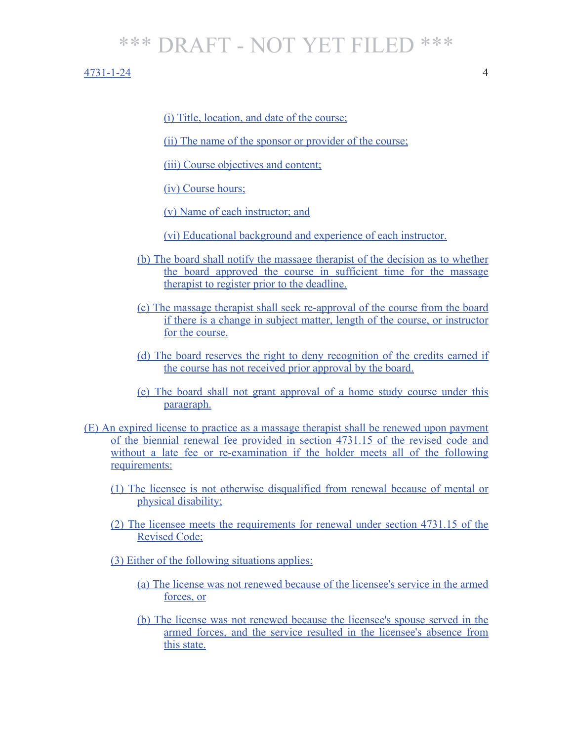(i) Title, location, and date of the course;

(ii) The name of the sponsor or provider of the course;

(iii) Course objectives and content;

(iv) Course hours;

(v) Name of each instructor; and

(vi) Educational background and experience of each instructor.

(b) The board shall notify the massage therapist of the decision as to whether the board approved the course in sufficient time for the massage therapist to register prior to the deadline.

(c) The massage therapist shall seek re-approval of the course from the board if there is a change in subject matter, length of the course, or instructor for the course.

(d) The board reserves the right to deny recognition of the credits earned if the course has not received prior approval by the board.

(e) The board shall not grant approval of a home study course under this paragraph.

(E) An expired license to practice as a massage therapist shall be renewed upon payment of the biennial renewal fee provided in section 4731.15 of the revised code and without a late fee or re-examination if the holder meets all of the following requirements:

(1) The licensee is not otherwise disqualified from renewal because of mental or physical disability;

(2) The licensee meets the requirements for renewal under section 4731.15 of the Revised Code;

(3) Either of the following situations applies:

(a) The license was not renewed because of the licensee's service in the armed forces, or

(b) The license was not renewed because the licensee's spouse served in the armed forces, and the service resulted in the licensee's absence from this state.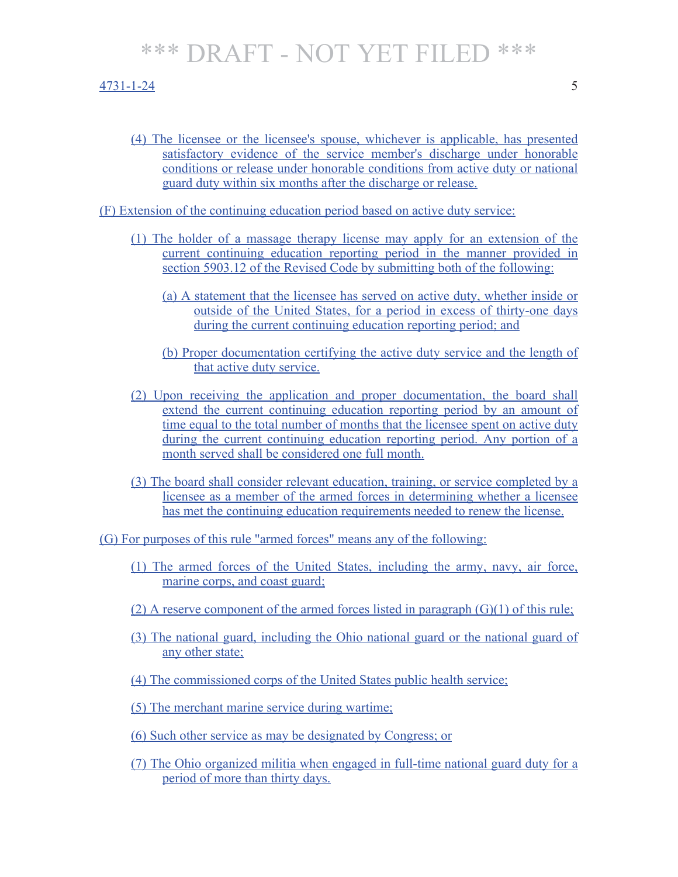(4) The licensee or the licensee's spouse, whichever is applicable, has presented satisfactory evidence of the service member's discharge under honorable conditions or release under honorable conditions from active duty or national guard duty within six months after the discharge or release.

(F) Extension of the continuing education period based on active duty service:

(1) The holder of a massage therapy license may apply for an extension of the current continuing education reporting period in the manner provided in section 5903.12 of the Revised Code by submitting both of the following:

(a) A statement that the licensee has served on active duty, whether inside or outside of the United States, for a period in excess of thirty-one days during the current continuing education reporting period; and

(b) Proper documentation certifying the active duty service and the length of that active duty service.

(2) Upon receiving the application and proper documentation, the board shall extend the current continuing education reporting period by an amount of time equal to the total number of months that the licensee spent on active duty during the current continuing education reporting period. Any portion of a month served shall be considered one full month.

(3) The board shall consider relevant education, training, or service completed by a licensee as a member of the armed forces in determining whether a licensee has met the continuing education requirements needed to renew the license.

(G) For purposes of this rule "armed forces" means any of the following:

(1) The armed forces of the United States, including the army, navy, air force, marine corps, and coast guard;

(2) A reserve component of the armed forces listed in paragraph (G)(1) of this rule;

(3) The national guard, including the Ohio national guard or the national guard of any other state;

(4) The commissioned corps of the United States public health service;

(5) The merchant marine service during wartime;

(6) Such other service as may be designated by Congress; or

(7) The Ohio organized militia when engaged in full-time national guard duty for a period of more than thirty days.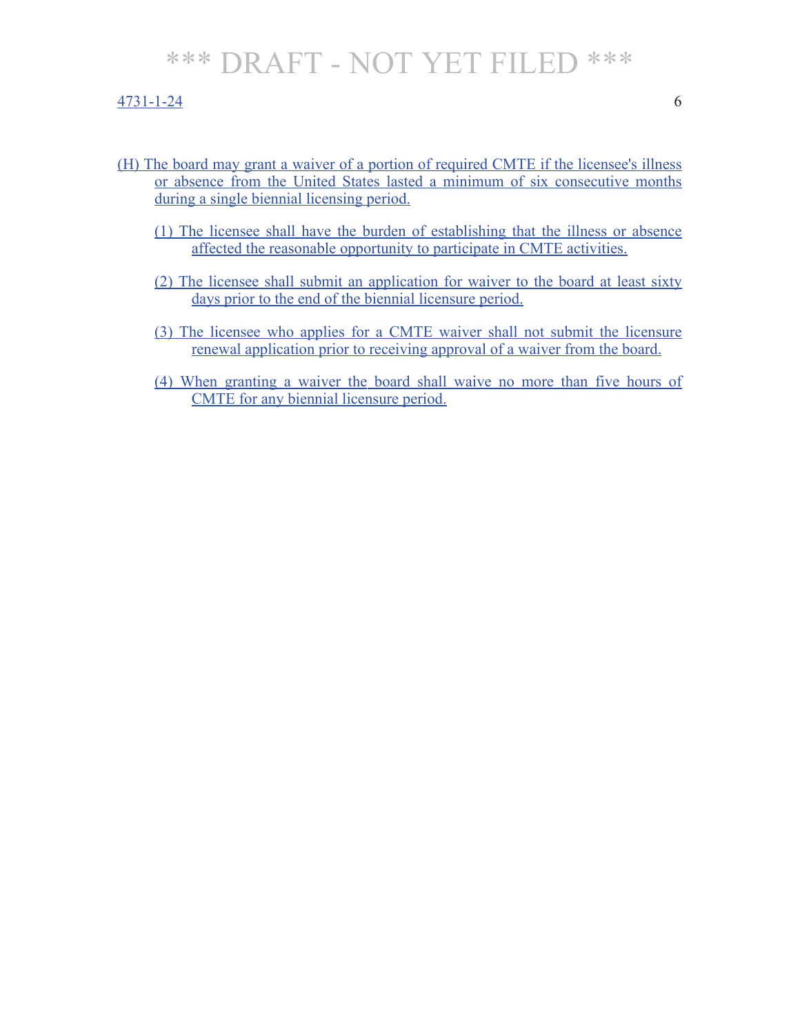(H) The board may grant a waiver of a portion of required CMTE if the licensee's illness or absence from the United States lasted a minimum of six consecutive months during a single biennial licensing period.

(1) The licensee shall have the burden of establishing that the illness or absence affected the reasonable opportunity to participate in CMTE activities.

(2) The licensee shall submit an application for waiver to the board at least sixty days prior to the end of the biennial licensure period.

(3) The licensee who applies for a CMTE waiver shall not submit the licensure renewal application prior to receiving approval of a waiver from the board.

(4) When granting a waiver the board shall waive no more than five hours of CMTE for any biennial licensure period.